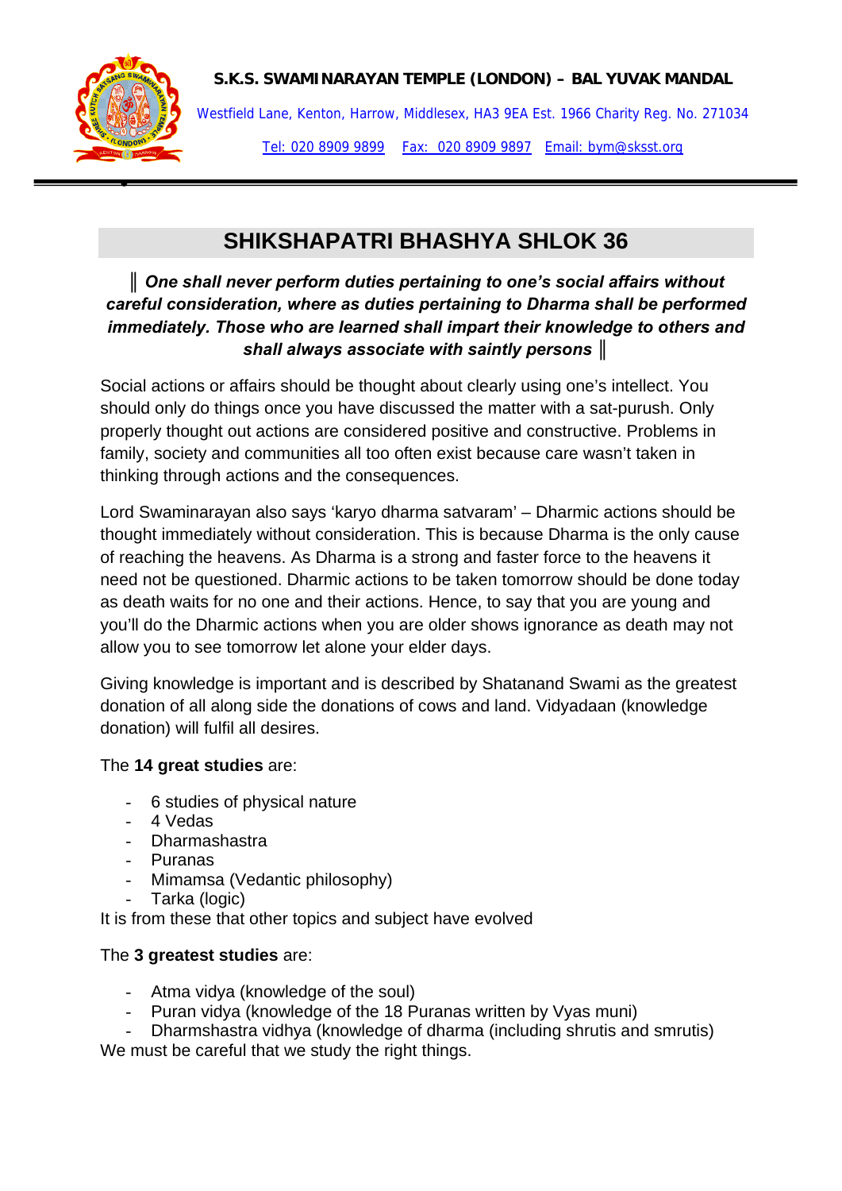**S.K.S. SWAMINARAYAN TEMPLE (LONDON) – BAL YUVAK MANDAL**

Westfield Lane, Kenton, Harrow, Middlesex, HA3 9EA Est. 1966 Charity Reg. No. 271034

Tel: 020 8909 9899 Fax: 020 8909 9897 Email: bym@sksst.org

---

# SHIKSHAPATRI BHASHYA SHLOK 36

***‖ One shall never perform duties pertaining to one's social affairs without careful consideration, where as duties pertaining to Dharma shall be performed immediately. Those who are learned shall impart their knowledge to others and shall always associate with saintly persons ‖***

Social actions or affairs should be thought about clearly using one's intellect. You should only do things once you have discussed the matter with a sat-purush. Only properly thought out actions are considered positive and constructive. Problems in family, society and communities all too often exist because care wasn't taken in thinking through actions and the consequences.

Lord Swaminarayan also says 'karyo dharma satvaram' – Dharmic actions should be thought immediately without consideration. This is because Dharma is the only cause of reaching the heavens. As Dharma is a strong and faster force to the heavens it need not be questioned. Dharmic actions to be taken tomorrow should be done today as death waits for no one and their actions. Hence, to say that you are young and you'll do the Dharmic actions when you are older shows ignorance as death may not allow you to see tomorrow let alone your elder days.

Giving knowledge is important and is described by Shatanand Swami as the greatest donation of all along side the donations of cows and land. Vidyadaan (knowledge donation) will fulfil all desires.

The **14 great studies** are:

- 6 studies of physical nature
- 4 Vedas
- Dharmashastra
- Puranas
- Mimamsa (Vedantic philosophy)
- Tarka (logic)

It is from these that other topics and subject have evolved

The **3 greatest studies** are:

- Atma vidya (knowledge of the soul)
- Puran vidya (knowledge of the 18 Puranas written by Vyas muni)
- Dharmshastra vidhya (knowledge of dharma (including shrutis and smrutis)

We must be careful that we study the right things.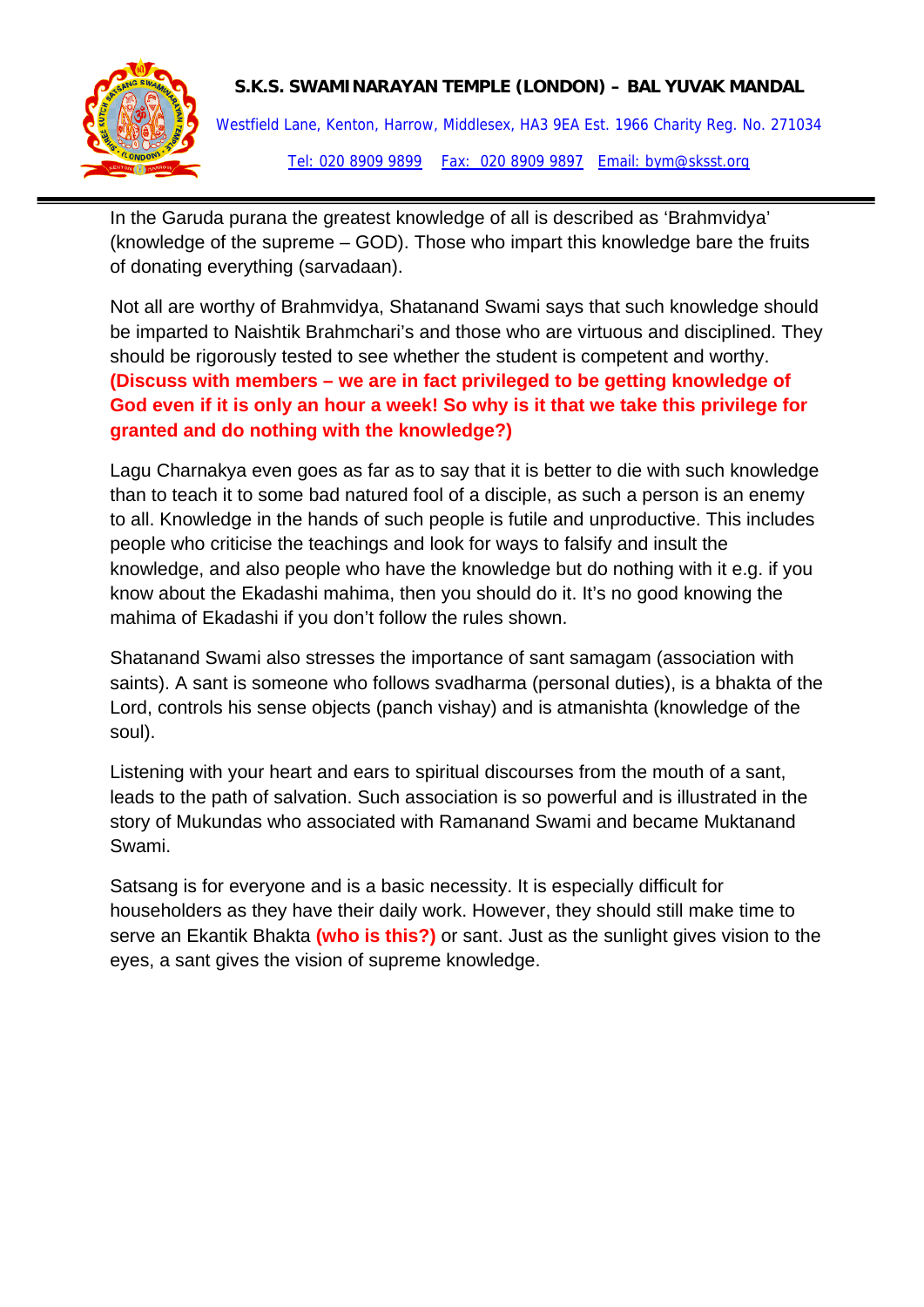In the Garuda purana the greatest knowledge of all is described as 'Brahmvidya' (knowledge of the supreme – GOD). Those who impart this knowledge bare the fruits of donating everything (sarvadaan).

Not all are worthy of Brahmvidya, Shatanand Swami says that such knowledge should be imparted to Naishtik Brahmchari's and those who are virtuous and disciplined. They should be rigorously tested to see whether the student is competent and worthy. **(Discuss with members – we are in fact privileged to be getting knowledge of God even if it is only an hour a week! So why is it that we take this privilege for granted and do nothing with the knowledge?)**

Lagu Charnakya even goes as far as to say that it is better to die with such knowledge than to teach it to some bad natured fool of a disciple, as such a person is an enemy to all. Knowledge in the hands of such people is futile and unproductive. This includes people who criticise the teachings and look for ways to falsify and insult the knowledge, and also people who have the knowledge but do nothing with it e.g. if you know about the Ekadashi mahima, then you should do it. It's no good knowing the mahima of Ekadashi if you don't follow the rules shown.

Shatanand Swami also stresses the importance of sant samagam (association with saints). A sant is someone who follows svadharma (personal duties), is a bhakta of the Lord, controls his sense objects (panch vishay) and is atmanishta (knowledge of the soul).

Listening with your heart and ears to spiritual discourses from the mouth of a sant, leads to the path of salvation. Such association is so powerful and is illustrated in the story of Mukundas who associated with Ramanand Swami and became Muktanand Swami.

Satsang is for everyone and is a basic necessity. It is especially difficult for householders as they have their daily work. However, they should still make time to serve an Ekantik Bhakta **(who is this?)** or sant. Just as the sunlight gives vision to the eyes, a sant gives the vision of supreme knowledge.